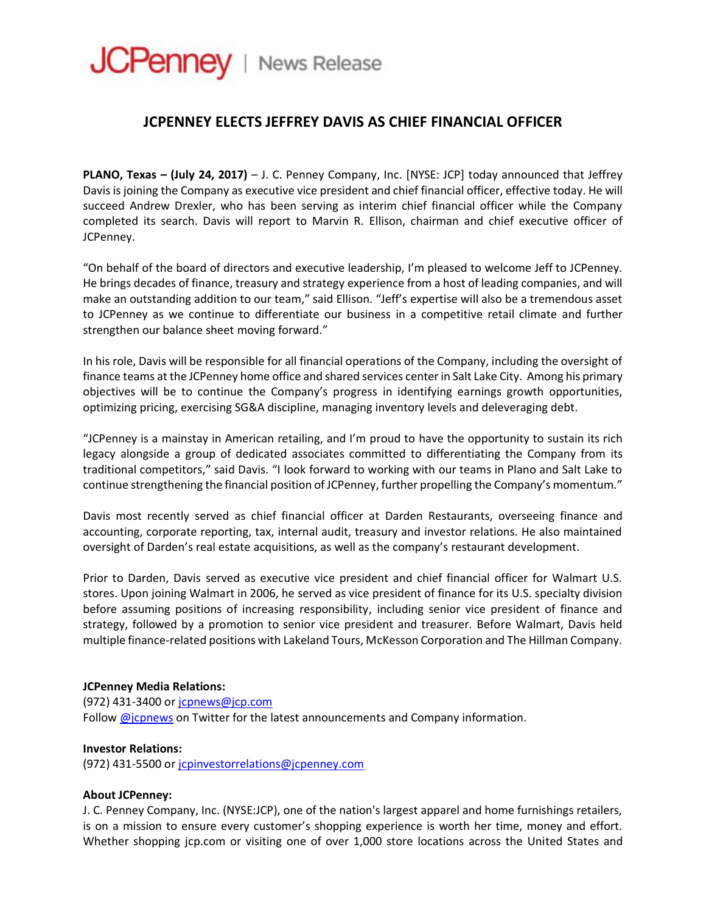JCPenney | News Release

# JCPENNEY ELECTS JEFFREY DAVIS AS CHIEF FINANCIAL OFFICER

**PLANO, Texas – (July 24, 2017)** – J. C. Penney Company, Inc. [NYSE: JCP] today announced that Jeffrey Davis is joining the Company as executive vice president and chief financial officer, effective today. He will succeed Andrew Drexler, who has been serving as interim chief financial officer while the Company completed its search. Davis will report to Marvin R. Ellison, chairman and chief executive officer of JCPenney.

"On behalf of the board of directors and executive leadership, I'm pleased to welcome Jeff to JCPenney. He brings decades of finance, treasury and strategy experience from a host of leading companies, and will make an outstanding addition to our team," said Ellison. "Jeff's expertise will also be a tremendous asset to JCPenney as we continue to differentiate our business in a competitive retail climate and further strengthen our balance sheet moving forward."

In his role, Davis will be responsible for all financial operations of the Company, including the oversight of finance teams at the JCPenney home office and shared services center in Salt Lake City. Among his primary objectives will be to continue the Company's progress in identifying earnings growth opportunities, optimizing pricing, exercising SG&A discipline, managing inventory levels and deleveraging debt.

"JCPenney is a mainstay in American retailing, and I'm proud to have the opportunity to sustain its rich legacy alongside a group of dedicated associates committed to differentiating the Company from its traditional competitors," said Davis. "I look forward to working with our teams in Plano and Salt Lake to continue strengthening the financial position of JCPenney, further propelling the Company's momentum."

Davis most recently served as chief financial officer at Darden Restaurants, overseeing finance and accounting, corporate reporting, tax, internal audit, treasury and investor relations. He also maintained oversight of Darden's real estate acquisitions, as well as the company's restaurant development.

Prior to Darden, Davis served as executive vice president and chief financial officer for Walmart U.S. stores. Upon joining Walmart in 2006, he served as vice president of finance for its U.S. specialty division before assuming positions of increasing responsibility, including senior vice president of finance and strategy, followed by a promotion to senior vice president and treasurer. Before Walmart, Davis held multiple finance-related positions with Lakeland Tours, McKesson Corporation and The Hillman Company.

**JCPenney Media Relations:**
(972) 431-3400 or jcpnews@jcp.com
Follow @jcpnews on Twitter for the latest announcements and Company information.

**Investor Relations:**
(972) 431-5500 or jcpinvestorrelations@jcpenney.com

**About JCPenney:**
J. C. Penney Company, Inc. (NYSE:JCP), one of the nation's largest apparel and home furnishings retailers, is on a mission to ensure every customer's shopping experience is worth her time, money and effort. Whether shopping jcp.com or visiting one of over 1,000 store locations across the United States and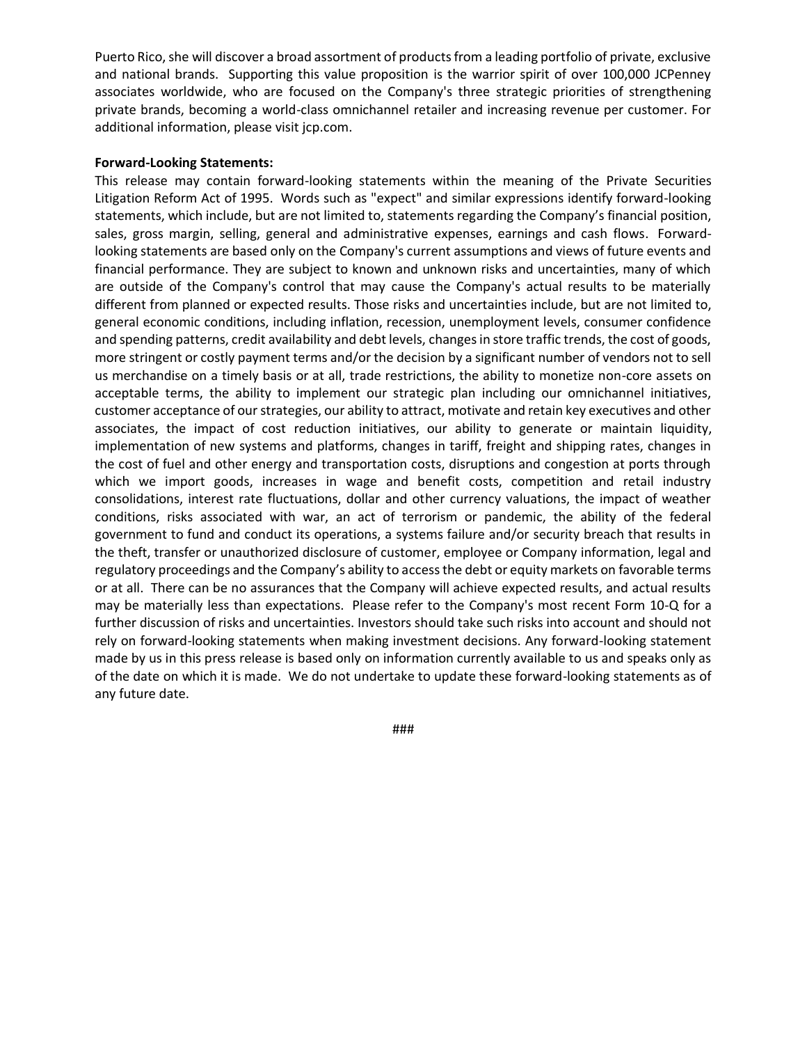Puerto Rico, she will discover a broad assortment of products from a leading portfolio of private, exclusive and national brands. Supporting this value proposition is the warrior spirit of over 100,000 JCPenney associates worldwide, who are focused on the Company's three strategic priorities of strengthening private brands, becoming a world-class omnichannel retailer and increasing revenue per customer. For additional information, please visit jcp.com.

**Forward-Looking Statements:**

This release may contain forward-looking statements within the meaning of the Private Securities Litigation Reform Act of 1995. Words such as "expect" and similar expressions identify forward-looking statements, which include, but are not limited to, statements regarding the Company's financial position, sales, gross margin, selling, general and administrative expenses, earnings and cash flows. Forward-looking statements are based only on the Company's current assumptions and views of future events and financial performance. They are subject to known and unknown risks and uncertainties, many of which are outside of the Company's control that may cause the Company's actual results to be materially different from planned or expected results. Those risks and uncertainties include, but are not limited to, general economic conditions, including inflation, recession, unemployment levels, consumer confidence and spending patterns, credit availability and debt levels, changes in store traffic trends, the cost of goods, more stringent or costly payment terms and/or the decision by a significant number of vendors not to sell us merchandise on a timely basis or at all, trade restrictions, the ability to monetize non-core assets on acceptable terms, the ability to implement our strategic plan including our omnichannel initiatives, customer acceptance of our strategies, our ability to attract, motivate and retain key executives and other associates, the impact of cost reduction initiatives, our ability to generate or maintain liquidity, implementation of new systems and platforms, changes in tariff, freight and shipping rates, changes in the cost of fuel and other energy and transportation costs, disruptions and congestion at ports through which we import goods, increases in wage and benefit costs, competition and retail industry consolidations, interest rate fluctuations, dollar and other currency valuations, the impact of weather conditions, risks associated with war, an act of terrorism or pandemic, the ability of the federal government to fund and conduct its operations, a systems failure and/or security breach that results in the theft, transfer or unauthorized disclosure of customer, employee or Company information, legal and regulatory proceedings and the Company's ability to access the debt or equity markets on favorable terms or at all. There can be no assurances that the Company will achieve expected results, and actual results may be materially less than expectations. Please refer to the Company's most recent Form 10-Q for a further discussion of risks and uncertainties. Investors should take such risks into account and should not rely on forward-looking statements when making investment decisions. Any forward-looking statement made by us in this press release is based only on information currently available to us and speaks only as of the date on which it is made. We do not undertake to update these forward-looking statements as of any future date.

###